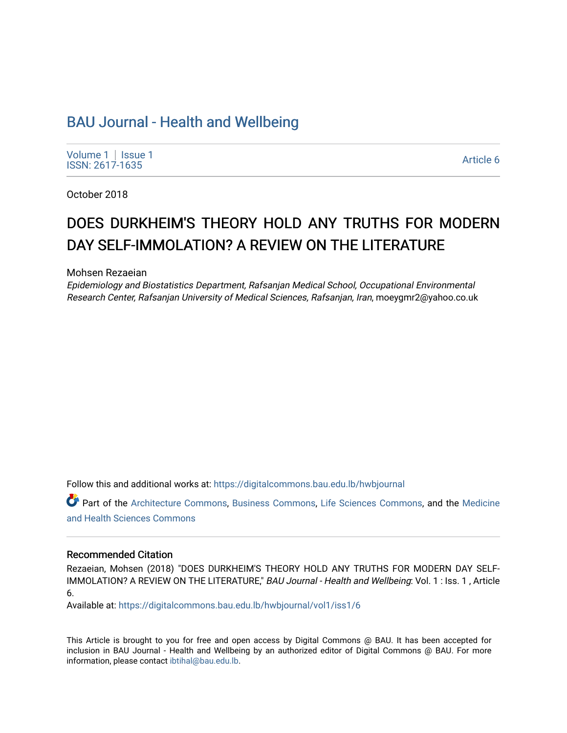# BAU Journal - Health and Wellbeing

Volume 1 | Issue 1
ISSN: 2617-1635

Article 6

October 2018

## DOES DURKHEIM'S THEORY HOLD ANY TRUTHS FOR MODERN DAY SELF-IMMOLATION? A REVIEW ON THE LITERATURE

Mohsen Rezaeian
*Epidemiology and Biostatistics Department, Rafsanjan Medical School, Occupational Environmental Research Center, Rafsanjan University of Medical Sciences, Rafsanjan, Iran*, moeygmr2@yahoo.co.uk

Follow this and additional works at: https://digitalcommons.bau.edu.lb/hwbjournal

Part of the Architecture Commons, Business Commons, Life Sciences Commons, and the Medicine and Health Sciences Commons

### Recommended Citation

Rezaeian, Mohsen (2018) "DOES DURKHEIM'S THEORY HOLD ANY TRUTHS FOR MODERN DAY SELF-IMMOLATION? A REVIEW ON THE LITERATURE," *BAU Journal - Health and Wellbeing*: Vol. 1 : Iss. 1 , Article 6.

Available at: https://digitalcommons.bau.edu.lb/hwbjournal/vol1/iss1/6

This Article is brought to you for free and open access by Digital Commons @ BAU. It has been accepted for inclusion in BAU Journal - Health and Wellbeing by an authorized editor of Digital Commons @ BAU. For more information, please contact ibtihal@bau.edu.lb.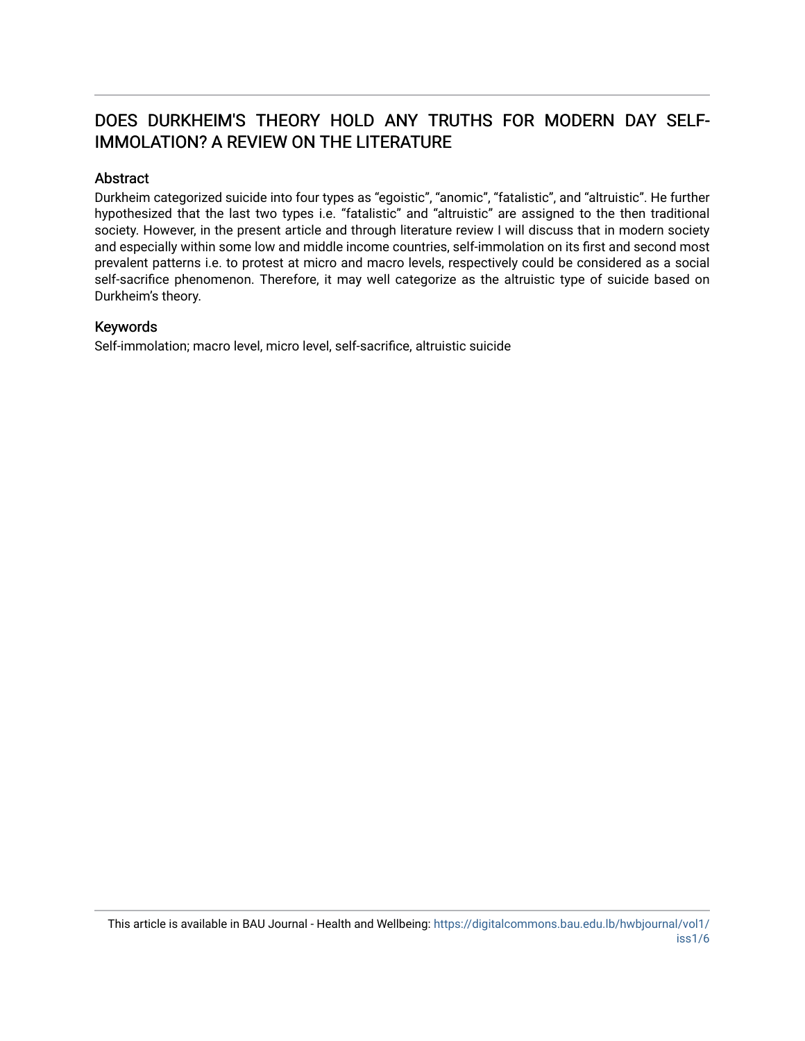# DOES DURKHEIM'S THEORY HOLD ANY TRUTHS FOR MODERN DAY SELF-IMMOLATION? A REVIEW ON THE LITERATURE

## Abstract

Durkheim categorized suicide into four types as "egoistic", "anomic", "fatalistic", and "altruistic". He further hypothesized that the last two types i.e. "fatalistic" and "altruistic" are assigned to the then traditional society. However, in the present article and through literature review I will discuss that in modern society and especially within some low and middle income countries, self-immolation on its first and second most prevalent patterns i.e. to protest at micro and macro levels, respectively could be considered as a social self-sacrifice phenomenon. Therefore, it may well categorize as the altruistic type of suicide based on Durkheim's theory.

## Keywords

Self-immolation; macro level, micro level, self-sacrifice, altruistic suicide

This article is available in BAU Journal - Health and Wellbeing: https://digitalcommons.bau.edu.lb/hwbjournal/vol1/iss1/6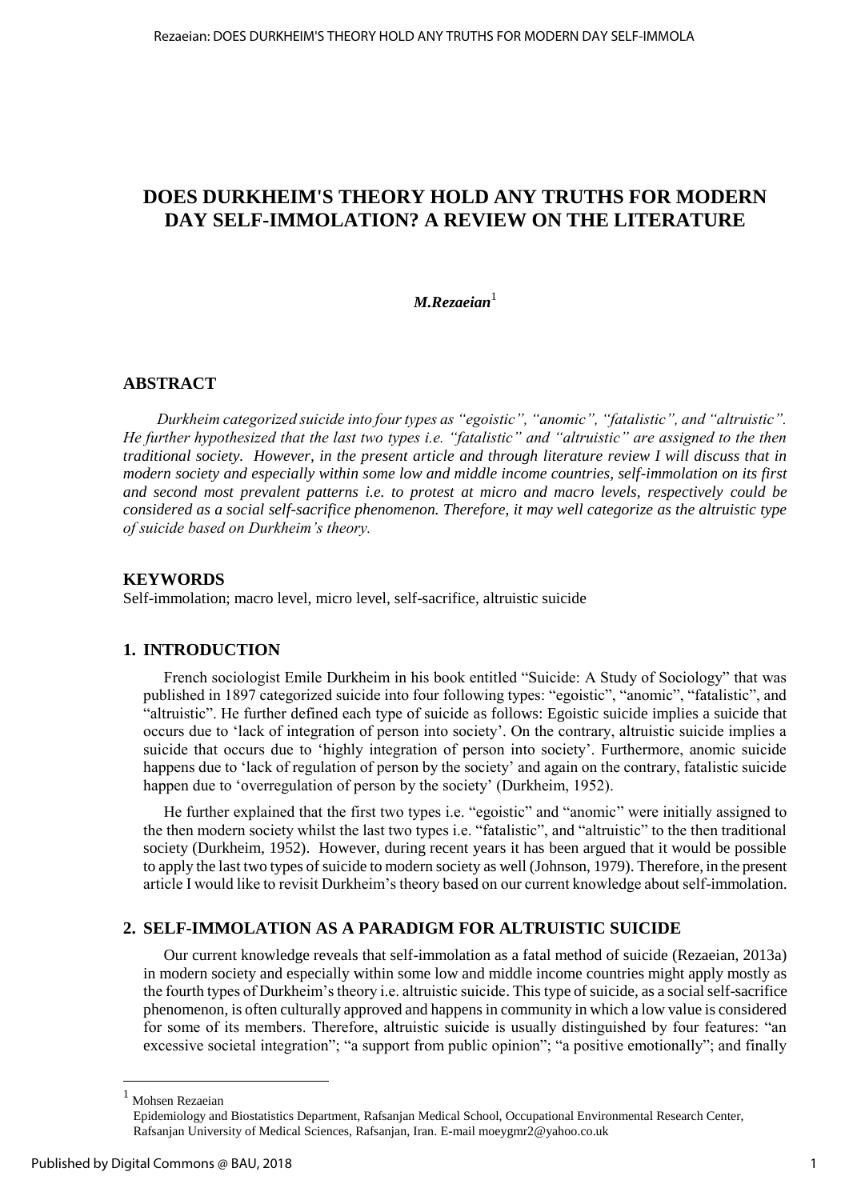# DOES DURKHEIM'S THEORY HOLD ANY TRUTHS FOR MODERN DAY SELF-IMMOLATION? A REVIEW ON THE LITERATURE

***M.Rezaeian***[1]

## ABSTRACT

*Durkheim categorized suicide into four types as "egoistic", "anomic", "fatalistic", and "altruistic". He further hypothesized that the last two types i.e. "fatalistic" and "altruistic" are assigned to the then traditional society. However, in the present article and through literature review I will discuss that in modern society and especially within some low and middle income countries, self-immolation on its first and second most prevalent patterns i.e. to protest at micro and macro levels, respectively could be considered as a social self-sacrifice phenomenon. Therefore, it may well categorize as the altruistic type of suicide based on Durkheim's theory.*

## KEYWORDS

Self-immolation; macro level, micro level, self-sacrifice, altruistic suicide

## 1. INTRODUCTION

French sociologist Emile Durkheim in his book entitled "Suicide: A Study of Sociology" that was published in 1897 categorized suicide into four following types: "egoistic", "anomic", "fatalistic", and "altruistic". He further defined each type of suicide as follows: Egoistic suicide implies a suicide that occurs due to 'lack of integration of person into society'. On the contrary, altruistic suicide implies a suicide that occurs due to 'highly integration of person into society'. Furthermore, anomic suicide happens due to 'lack of regulation of person by the society' and again on the contrary, fatalistic suicide happen due to 'overregulation of person by the society' (Durkheim, 1952).

He further explained that the first two types i.e. "egoistic" and "anomic" were initially assigned to the then modern society whilst the last two types i.e. "fatalistic", and "altruistic" to the then traditional society (Durkheim, 1952). However, during recent years it has been argued that it would be possible to apply the last two types of suicide to modern society as well (Johnson, 1979). Therefore, in the present article I would like to revisit Durkheim's theory based on our current knowledge about self-immolation.

## 2. SELF-IMMOLATION AS A PARADIGM FOR ALTRUISTIC SUICIDE

Our current knowledge reveals that self-immolation as a fatal method of suicide (Rezaeian, 2013a) in modern society and especially within some low and middle income countries might apply mostly as the fourth types of Durkheim's theory i.e. altruistic suicide. This type of suicide, as a social self-sacrifice phenomenon, is often culturally approved and happens in community in which a low value is considered for some of its members. Therefore, altruistic suicide is usually distinguished by four features: "an excessive societal integration"; "a support from public opinion"; "a positive emotionally"; and finally

---

[1] Mohsen Rezaeian
Epidemiology and Biostatistics Department, Rafsanjan Medical School, Occupational Environmental Research Center, Rafsanjan University of Medical Sciences, Rafsanjan, Iran. E-mail moeygmr2@yahoo.co.uk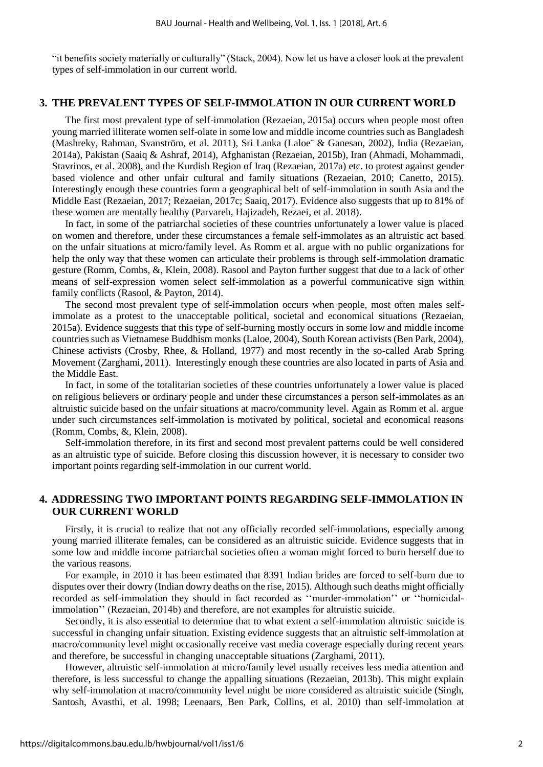"it benefits society materially or culturally" (Stack, 2004). Now let us have a closer look at the prevalent types of self-immolation in our current world.

## 3. THE PREVALENT TYPES OF SELF-IMMOLATION IN OUR CURRENT WORLD

The first most prevalent type of self-immolation (Rezaeian, 2015a) occurs when people most often young married illiterate women self-olate in some low and middle income countries such as Bangladesh (Mashreky, Rahman, Svanström, et al. 2011), Sri Lanka (Laloë & Ganesan, 2002), India (Rezaeian, 2014a), Pakistan (Saaiq & Ashraf, 2014), Afghanistan (Rezaeian, 2015b), Iran (Ahmadi, Mohammadi, Stavrinos, et al. 2008), and the Kurdish Region of Iraq (Rezaeian, 2017a) etc. to protest against gender based violence and other unfair cultural and family situations (Rezaeian, 2010; Canetto, 2015). Interestingly enough these countries form a geographical belt of self-immolation in south Asia and the Middle East (Rezaeian, 2017; Rezaeian, 2017c; Saaiq, 2017). Evidence also suggests that up to 81% of these women are mentally healthy (Parvareh, Hajizadeh, Rezaei, et al. 2018).

In fact, in some of the patriarchal societies of these countries unfortunately a lower value is placed on women and therefore, under these circumstances a female self-immolates as an altruistic act based on the unfair situations at micro/family level. As Romm et al. argue with no public organizations for help the only way that these women can articulate their problems is through self-immolation dramatic gesture (Romm, Combs, &, Klein, 2008). Rasool and Payton further suggest that due to a lack of other means of self-expression women select self-immolation as a powerful communicative sign within family conflicts (Rasool, & Payton, 2014).

The second most prevalent type of self-immolation occurs when people, most often males self-immolate as a protest to the unacceptable political, societal and economical situations (Rezaeian, 2015a). Evidence suggests that this type of self-burning mostly occurs in some low and middle income countries such as Vietnamese Buddhism monks (Laloe, 2004), South Korean activists (Ben Park, 2004), Chinese activists (Crosby, Rhee, & Holland, 1977) and most recently in the so-called Arab Spring Movement (Zarghami, 2011). Interestingly enough these countries are also located in parts of Asia and the Middle East.

In fact, in some of the totalitarian societies of these countries unfortunately a lower value is placed on religious believers or ordinary people and under these circumstances a person self-immolates as an altruistic suicide based on the unfair situations at macro/community level. Again as Romm et al. argue under such circumstances self-immolation is motivated by political, societal and economical reasons (Romm, Combs, &, Klein, 2008).

Self-immolation therefore, in its first and second most prevalent patterns could be well considered as an altruistic type of suicide. Before closing this discussion however, it is necessary to consider two important points regarding self-immolation in our current world.

## 4. ADDRESSING TWO IMPORTANT POINTS REGARDING SELF-IMMOLATION IN OUR CURRENT WORLD

Firstly, it is crucial to realize that not any officially recorded self-immolations, especially among young married illiterate females, can be considered as an altruistic suicide. Evidence suggests that in some low and middle income patriarchal societies often a woman might forced to burn herself due to the various reasons.

For example, in 2010 it has been estimated that 8391 Indian brides are forced to self-burn due to disputes over their dowry (Indian dowry deaths on the rise, 2015). Although such deaths might officially recorded as self-immolation they should in fact recorded as ''murder-immolation'' or ''homicidal-immolation'' (Rezaeian, 2014b) and therefore, are not examples for altruistic suicide.

Secondly, it is also essential to determine that to what extent a self-immolation altruistic suicide is successful in changing unfair situation. Existing evidence suggests that an altruistic self-immolation at macro/community level might occasionally receive vast media coverage especially during recent years and therefore, be successful in changing unacceptable situations (Zarghami, 2011).

However, altruistic self-immolation at micro/family level usually receives less media attention and therefore, is less successful to change the appalling situations (Rezaeian, 2013b). This might explain why self-immolation at macro/community level might be more considered as altruistic suicide (Singh, Santosh, Avasthi, et al. 1998; Leenaars, Ben Park, Collins, et al. 2010) than self-immolation at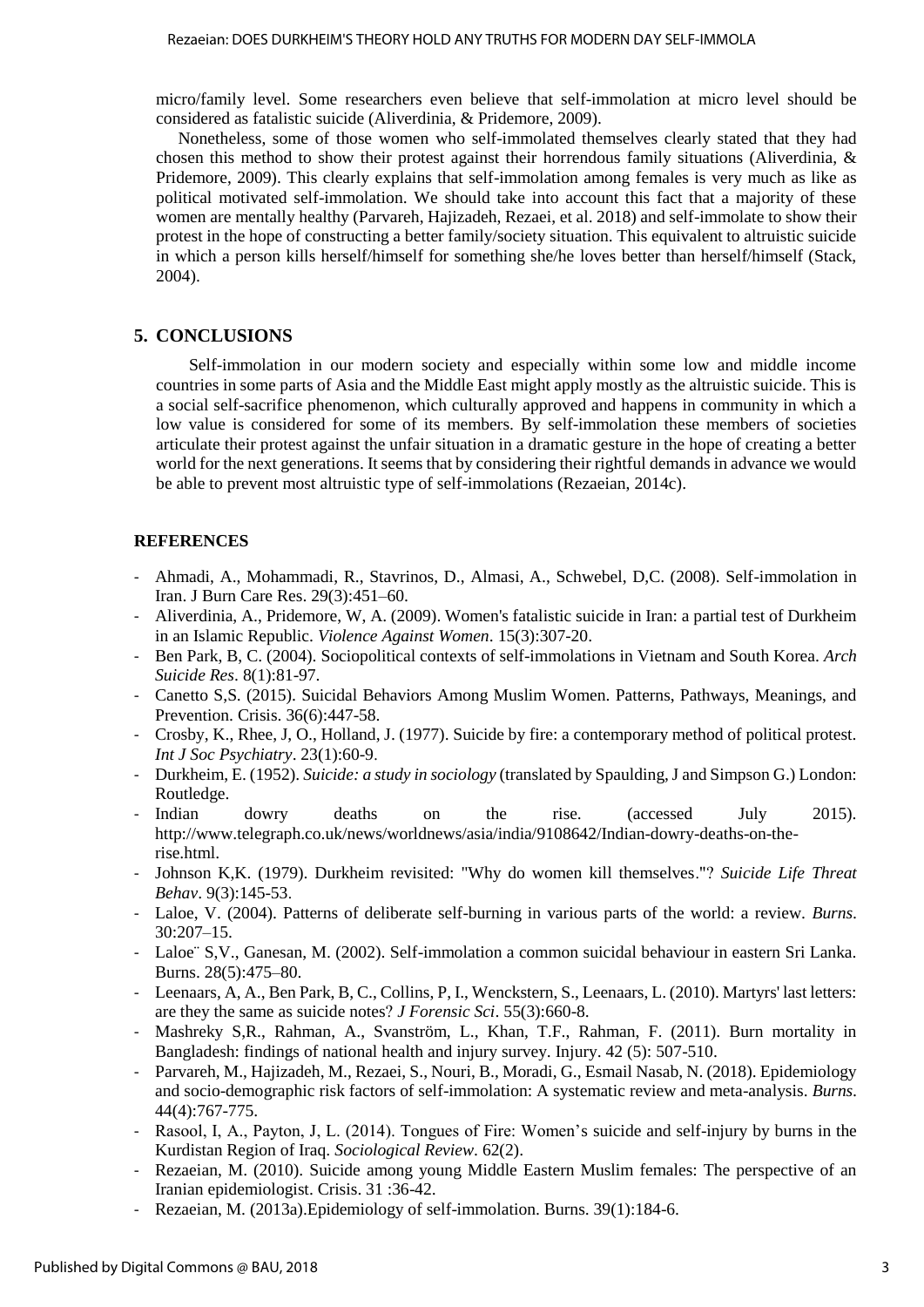micro/family level. Some researchers even believe that self-immolation at micro level should be considered as fatalistic suicide (Aliverdinia, & Pridemore, 2009).

Nonetheless, some of those women who self-immolated themselves clearly stated that they had chosen this method to show their protest against their horrendous family situations (Aliverdinia, & Pridemore, 2009). This clearly explains that self-immolation among females is very much as like as political motivated self-immolation. We should take into account this fact that a majority of these women are mentally healthy (Parvareh, Hajizadeh, Rezaei, et al. 2018) and self-immolate to show their protest in the hope of constructing a better family/society situation. This equivalent to altruistic suicide in which a person kills herself/himself for something she/he loves better than herself/himself (Stack, 2004).

## 5. CONCLUSIONS

Self-immolation in our modern society and especially within some low and middle income countries in some parts of Asia and the Middle East might apply mostly as the altruistic suicide. This is a social self-sacrifice phenomenon, which culturally approved and happens in community in which a low value is considered for some of its members. By self-immolation these members of societies articulate their protest against the unfair situation in a dramatic gesture in the hope of creating a better world for the next generations. It seems that by considering their rightful demands in advance we would be able to prevent most altruistic type of self-immolations (Rezaeian, 2014c).

## REFERENCES

- Ahmadi, A., Mohammadi, R., Stavrinos, D., Almasi, A., Schwebel, D,C. (2008). Self-immolation in Iran. J Burn Care Res. 29(3):451–60.
- Aliverdinia, A., Pridemore, W, A. (2009). Women's fatalistic suicide in Iran: a partial test of Durkheim in an Islamic Republic. *Violence Against Women*. 15(3):307-20.
- Ben Park, B, C. (2004). Sociopolitical contexts of self-immolations in Vietnam and South Korea. *Arch Suicide Res*. 8(1):81-97.
- Canetto S,S. (2015). Suicidal Behaviors Among Muslim Women. Patterns, Pathways, Meanings, and Prevention. Crisis. 36(6):447-58.
- Crosby, K., Rhee, J, O., Holland, J. (1977). Suicide by fire: a contemporary method of political protest. *Int J Soc Psychiatry*. 23(1):60-9.
- Durkheim, E. (1952). *Suicide: a study in sociology* (translated by Spaulding, J and Simpson G.) London: Routledge.
- Indian dowry deaths on the rise. (accessed July 2015). http://www.telegraph.co.uk/news/worldnews/asia/india/9108642/Indian-dowry-deaths-on-the-rise.html.
- Johnson K,K. (1979). Durkheim revisited: "Why do women kill themselves."? *Suicide Life Threat Behav*. 9(3):145-53.
- Laloe, V. (2004). Patterns of deliberate self-burning in various parts of the world: a review. *Burns*. 30:207–15.
- Laloe¨ S,V., Ganesan, M. (2002). Self-immolation a common suicidal behaviour in eastern Sri Lanka. Burns. 28(5):475–80.
- Leenaars, A, A., Ben Park, B, C., Collins, P, I., Wenckstern, S., Leenaars, L. (2010). Martyrs' last letters: are they the same as suicide notes? *J Forensic Sci*. 55(3):660-8.
- Mashreky S,R., Rahman, A., Svanström, L., Khan, T.F., Rahman, F. (2011). Burn mortality in Bangladesh: findings of national health and injury survey. Injury. 42 (5): 507-510.
- Parvareh, M., Hajizadeh, M., Rezaei, S., Nouri, B., Moradi, G., Esmail Nasab, N. (2018). Epidemiology and socio-demographic risk factors of self-immolation: A systematic review and meta-analysis. *Burns*. 44(4):767-775.
- Rasool, I, A., Payton, J, L. (2014). Tongues of Fire: Women's suicide and self-injury by burns in the Kurdistan Region of Iraq. *Sociological Review*. 62(2).
- Rezaeian, M. (2010). Suicide among young Middle Eastern Muslim females: The perspective of an Iranian epidemiologist. Crisis. 31 :36-42.
- Rezaeian, M. (2013a).Epidemiology of self-immolation. Burns. 39(1):184-6.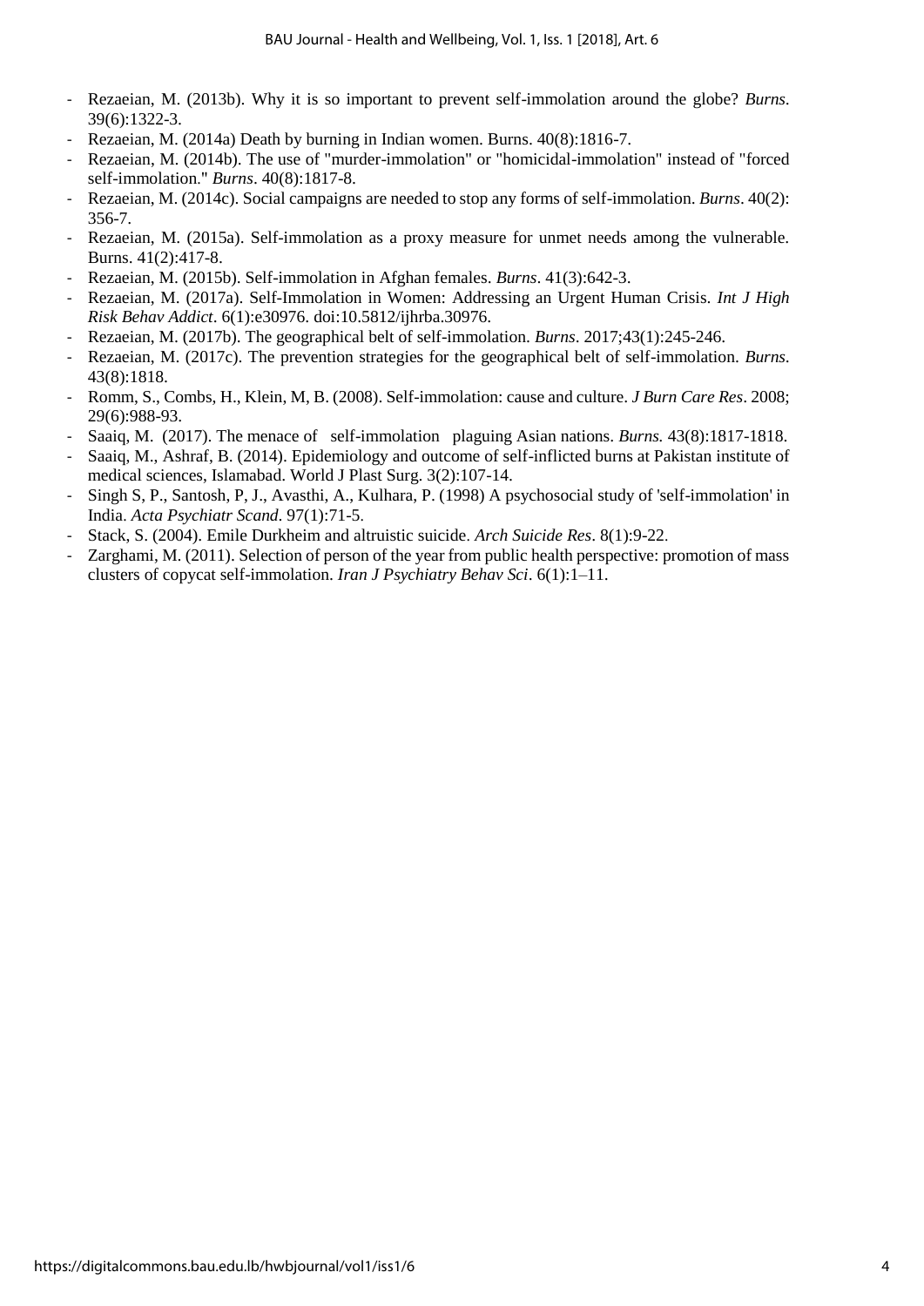- Rezaeian, M. (2013b). Why it is so important to prevent self-immolation around the globe? *Burns*. 39(6):1322-3.
- Rezaeian, M. (2014a) Death by burning in Indian women. Burns. 40(8):1816-7.
- Rezaeian, M. (2014b). The use of "murder-immolation" or "homicidal-immolation" instead of "forced self-immolation." *Burns*. 40(8):1817-8.
- Rezaeian, M. (2014c). Social campaigns are needed to stop any forms of self-immolation. *Burns*. 40(2): 356-7.
- Rezaeian, M. (2015a). Self-immolation as a proxy measure for unmet needs among the vulnerable. Burns. 41(2):417-8.
- Rezaeian, M. (2015b). Self-immolation in Afghan females. *Burns*. 41(3):642-3.
- Rezaeian, M. (2017a). Self-Immolation in Women: Addressing an Urgent Human Crisis. *Int J High Risk Behav Addict*. 6(1):e30976. doi:10.5812/ijhrba.30976.
- Rezaeian, M. (2017b). The geographical belt of self-immolation. *Burns*. 2017;43(1):245-246.
- Rezaeian, M. (2017c). The prevention strategies for the geographical belt of self-immolation. *Burns*. 43(8):1818.
- Romm, S., Combs, H., Klein, M, B. (2008). Self-immolation: cause and culture. *J Burn Care Res*. 2008; 29(6):988-93.
- Saaiq, M. (2017). The menace of self-immolation plaguing Asian nations. *Burns.* 43(8):1817-1818.
- Saaiq, M., Ashraf, B. (2014). Epidemiology and outcome of self-inflicted burns at Pakistan institute of medical sciences, Islamabad. World J Plast Surg. 3(2):107-14.
- Singh S, P., Santosh, P, J., Avasthi, A., Kulhara, P. (1998) A psychosocial study of 'self-immolation' in India. *Acta Psychiatr Scand*. 97(1):71-5.
- Stack, S. (2004). Emile Durkheim and altruistic suicide. *Arch Suicide Res*. 8(1):9-22.
- Zarghami, M. (2011). Selection of person of the year from public health perspective: promotion of mass clusters of copycat self-immolation. *Iran J Psychiatry Behav Sci*. 6(1):1–11.